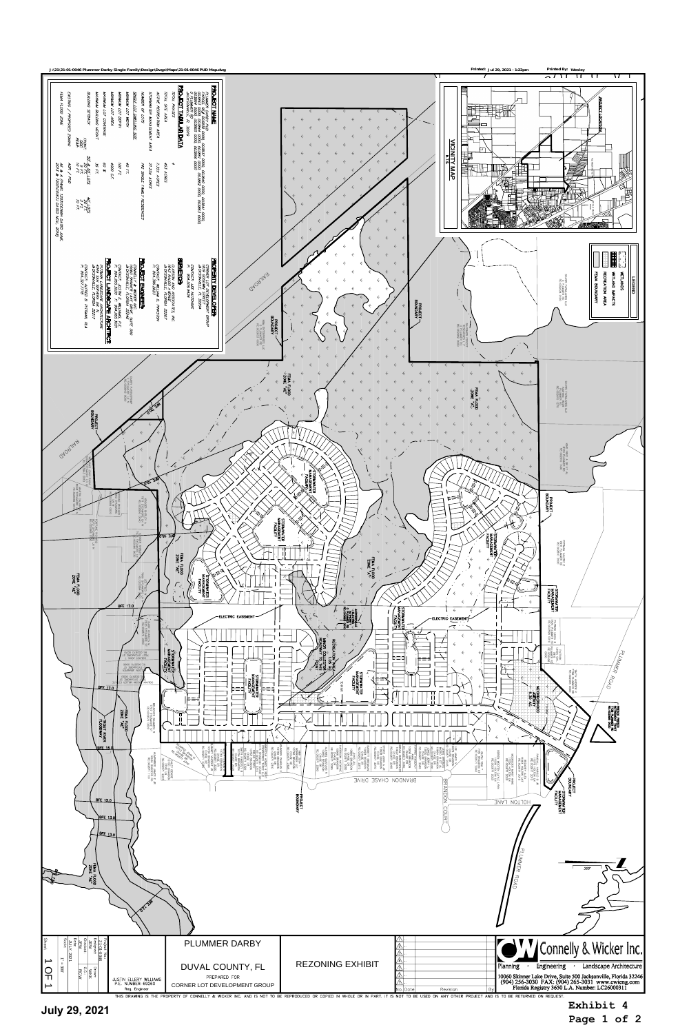J:\21\21-01-0046 Plummer Darby Single Family\Design\Dwgs\Maps\21-01-0046 PUD Map.dwg

Printed: Jul 29, 2021 - 1:22pm Printed By: Wesley

## PROJECT NAME

PLUMMER DARBY PUD
PARCEL NO. 002057 0000, 002057 0010, 002846 0000, 002847 0000, 002848 0000, 002849 0000, 002850 0000, 002851 0000, 002864 0000, 002865 0000, 002866 0000, 002867 0000
PLUMMER RD
JACKSONVILLE, FL 32219

## PROJECT TABULAR DATA

| | |
|---|---|
| TOTAL PHASES | 4 |
| TOTAL SITE AREA | 453 ACRES |
| ACTIVE RECREATION AREA | 7.356 ACRES |
| STORMWATER MANAGEMENT AREA | 27.339 ACRES |
| NUMBER OF LOTS | 742 SINGLE FAMILY RESIDENCES |
| SINGLE FAMILY DWELLING SIZE: | |
| MINIMUM LOT WIDTH | 40 FT. |
| MINIMUM LOT DEPTH | 100 FT. |
| MINIMUM LOT AREA | 4000 S.F. |
| MAXIMUM LOT COVERAGE | 60 % |
| MAXIMUM BUILDING HEIGHT | 35 FT. |
| BUILDING SETBACK: FRONT / SIDE / REAR | 20' & 50' LOTS / 5 FT. / 10 FT. |
| EXISTING / PROPOSED ZONING | AGR / PUD |
| FEMA FLOOD ZONE | AE & A (PANEL 12031C0184H DATED JUNE 2013 & 12031C0183J DATED NOV. 2018) |

## PROJECT DEVELOPER

CORNER LOT DEVELOPMENT GROUP
CONTACT: KEITH VAN NORMAN
JACKSONVILLE, FL 32204
P: 904.503.6434

## SURVEYOR

CLARY AND ASSOCIATES, INC.
3830 CROWN POINT ROAD
JACKSONVILLE, FL 32257
CONTACT: WILLIAM G. PANKOTIN
P: 904.260.2703

## PROJECT ENGINEER

CONNELLY & WICKER INC.
10060 SKINNER LAKE DRIVE, SUITE 500
JACKSONVILLE, FLORIDA 32246
CONTACT: JUSTIN E. WILLIAMS, P.E.
P: 904.256.3030

## PROJECT LANDSCAPE ARCHITECT

PITTMAN LANDSCAPE ARCHITECTURE
JACKSONVILLE, FLORIDA 32217
CONTACT: ALFRED B. PITTMAN, RLA
P: 904.327.7719

## VICINITY MAP

N.T.S.

## LEGEND

- WETLANDS
- WETLAND IMPACTS
- RECREATION AREA
- FEMA BOUNDARY

PROJECT BOUNDARY · RAILROAD · FEMA FLOOD ZONE "AE" · FEMA FLOOD ZONE "X" · STORMWATER MANAGEMENT FACILITY · ELECTRIC EASEMENT · NEIGHBORHOOD PARK · BFE 17.0 · BFE 18.0 · BFE 15.0 · BFE 13.0 · PLUMMER ROAD · BRANDON CHASE DRIVE · BRANDON COURT · HOLTON LANE · TROUT RIVER FLOODWAY

PLUMMER DARBY

DUVAL COUNTY, FL

PREPARED FOR

CORNER LOT DEVELOPMENT GROUP

REZONING EXHIBIT

JUSTIN ELLERY WILLIAMS
P.E. NUMBER: 69260
Reg. Engineer

Connelly & Wicker Inc.
Planning · Engineering · Landscape Architecture
10060 Skinner Lake Drive, Suite 500 Jacksonville, Florida 32246
(904) 256-3030 FAX: (904) 265-3031 www.cwieng.com
Florida Registry 3650 L.A. Number: LC26000311

| Project No. | Designed | Drawn | Checked | Date | Scale |
|---|---|---|---|---|---|
| 21-01-0046 | JEW | WRK | RCW | JULY 2021 | 1" = 300' |

Sheet 1 OF 1

THIS DRAWING IS THE PROPERTY OF CONNELLY & WICKER INC. AND IS NOT TO BE REPRODUCED OR COPIED IN WHOLE OR IN PART. IT IS NOT TO BE USED ON ANY OTHER PROJECT AND IS TO BE RETURNED ON REQUEST.

July 29, 2021

**Exhibit 4**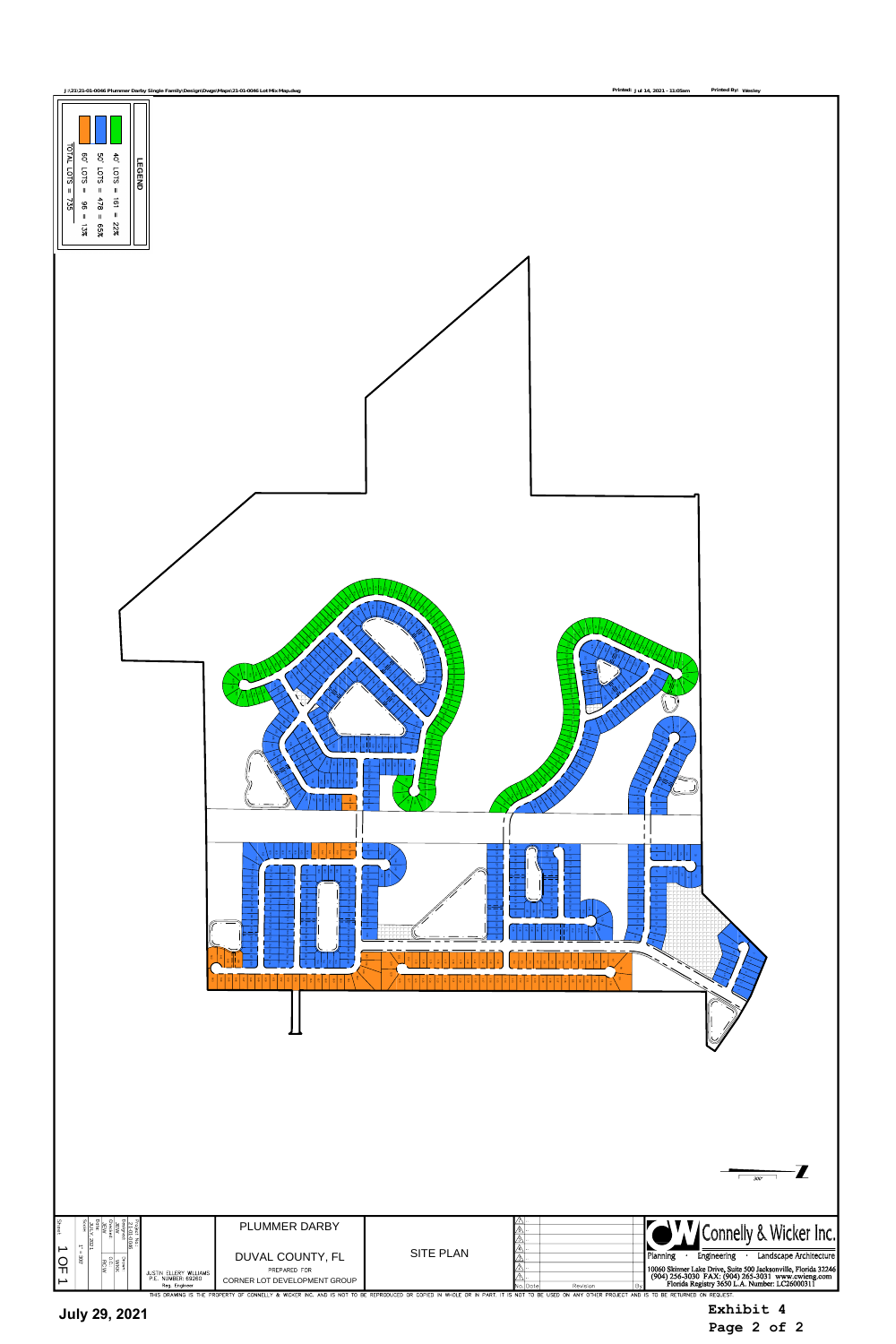J:\21\21-01-0046 Plummer Darby Single Family\Design\Dwgs\Maps\21-01-0046 Lot Mix Map.dwg

Printed: Jul 14, 2021 - 11:05am Printed By: Wesley

**LEGEND**

40' LOTS = 161 = 22%

50' LOTS = 478 = 65%

60' LOTS = 96 = 13%

TOTAL LOTS = 735

300'

PLUMMER DARBY

DUVAL COUNTY, FL

PREPARED FOR

CORNER LOT DEVELOPMENT GROUP

SITE PLAN

JUSTIN ELLERY WILLIAMS
P.E. NUMBER: 69260
Reg. Engineer

Project No. 21-01-0046

Designed: JEW

Drawn: WMK

Checked: RCW

Date: JULY 2021

Scale: 1" = 300'

Sheet 1 OF 1

| No. | Date | Revision | By |
|---|---|---|---|

Connelly & Wicker Inc.

Planning · Engineering · Landscape Architecture

10060 Skinner Lake Drive, Suite 500 Jacksonville, Florida 32246
(904) 256-3030 FAX: (904) 265-3031 www.cwieng.com
Florida Registry 3650 L.A. Number: LC26000311

THIS DRAWING IS THE PROPERTY OF CONNELLY & WICKER INC. AND IS NOT TO BE REPRODUCED OR COPIED IN WHOLE OR IN PART. IT IS NOT TO BE USED ON ANY OTHER PROJECT AND IS TO BE RETURNED ON REQUEST.

July 29, 2021

**Exhibit 4**